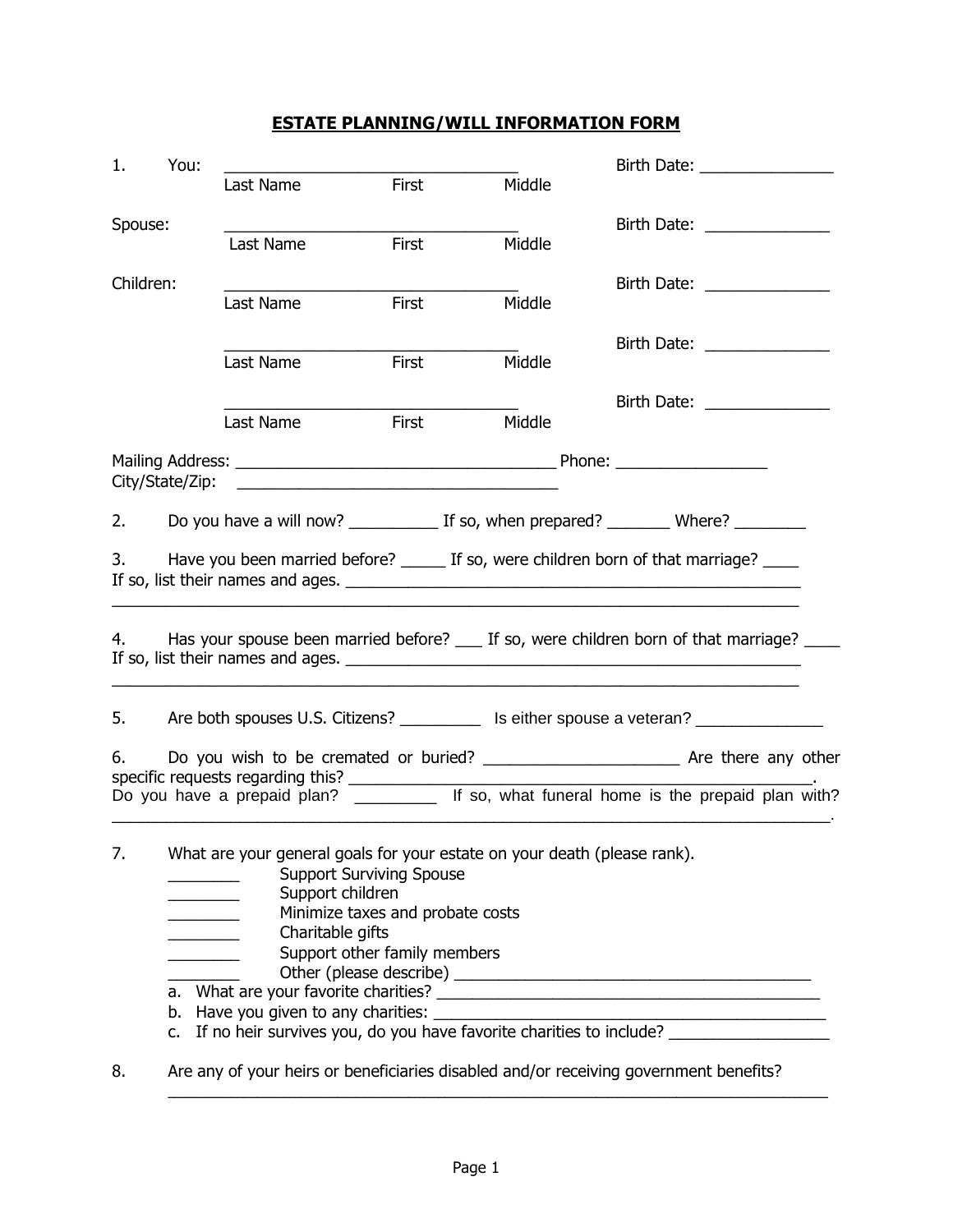# ESTATE PLANNING/WILL INFORMATION FORM

1. You: ________________________________ Birth Date: _______________
   Last Name First Middle

Spouse: ________________________________ Birth Date: ______________
   Last Name First Middle

Children: ________________________________ Birth Date: ______________
   Last Name First Middle

________________________________ Birth Date: ______________
   Last Name First Middle

________________________________ Birth Date: ______________
   Last Name First Middle

Mailing Address: ___________________________________ Phone: _________________
City/State/Zip: ___________________________________

2. Do you have a will now? __________ If so, when prepared? _______ Where? ________

3. Have you been married before? _____ If so, were children born of that marriage? ____
If so, list their names and ages. _____________________________________________________
______________________________________________________________________________

4. Has your spouse been married before? ___ If so, were children born of that marriage? ____
If so, list their names and ages. _____________________________________________________
______________________________________________________________________________

5. Are both spouses U.S. Citizens? _________ Is either spouse a veteran? ______________

6. Do you wish to be cremated or buried? ______________________ Are there any other specific requests regarding this? ______________________________________________________.
Do you have a prepaid plan? _________ If so, what funeral home is the prepaid plan with?
______________________________________________________________________________.

7. What are your general goals for your estate on your death (please rank).
   - ________ Support Surviving Spouse
   - ________ Support children
   - ________ Minimize taxes and probate costs
   - ________ Charitable gifts
   - ________ Support other family members
   - ________ Other (please describe) ________________________________________

   a. What are your favorite charities? _____________________________________________
   b. Have you given to any charities: _____________________________________________
   c. If no heir survives you, do you have favorite charities to include? _________________

8. Are any of your heirs or beneficiaries disabled and/or receiving government benefits?
______________________________________________________________________________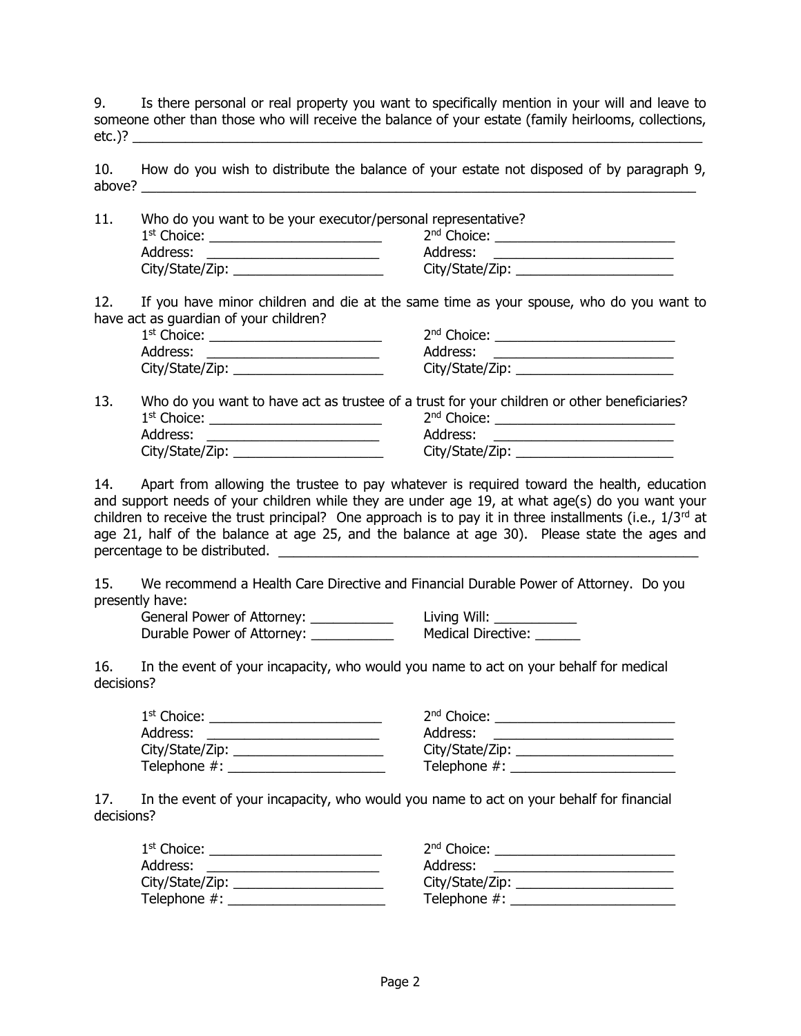9. Is there personal or real property you want to specifically mention in your will and leave to someone other than those who will receive the balance of your estate (family heirlooms, collections, etc.)? ______________________________________________________________________________

10. How do you wish to distribute the balance of your estate not disposed of by paragraph 9, above? ______________________________________________________________________________

11. Who do you want to be your executor/personal representative?

| | |
|---|---|
| 1st Choice: ______________________ | 2nd Choice: ______________________ |
| Address: ______________________ | Address: ______________________ |
| City/State/Zip: __________________ | City/State/Zip: __________________ |

12. If you have minor children and die at the same time as your spouse, who do you want to have act as guardian of your children?

| | |
|---|---|
| 1st Choice: ______________________ | 2nd Choice: ______________________ |
| Address: ______________________ | Address: ______________________ |
| City/State/Zip: __________________ | City/State/Zip: __________________ |

13. Who do you want to have act as trustee of a trust for your children or other beneficiaries?

| | |
|---|---|
| 1st Choice: ______________________ | 2nd Choice: ______________________ |
| Address: ______________________ | Address: ______________________ |
| City/State/Zip: __________________ | City/State/Zip: __________________ |

14. Apart from allowing the trustee to pay whatever is required toward the health, education and support needs of your children while they are under age 19, at what age(s) do you want your children to receive the trust principal? One approach is to pay it in three installments (i.e., 1/3rd at age 21, half of the balance at age 25, and the balance at age 30). Please state the ages and percentage to be distributed. ______________________________________________________

15. We recommend a Health Care Directive and Financial Durable Power of Attorney. Do you presently have:

| | |
|---|---|
| General Power of Attorney: __________ | Living Will: __________ |
| Durable Power of Attorney: __________ | Medical Directive: ______ |

16. In the event of your incapacity, who would you name to act on your behalf for medical decisions?

| | |
|---|---|
| 1st Choice: ______________________ | 2nd Choice: ______________________ |
| Address: ______________________ | Address: ______________________ |
| City/State/Zip: __________________ | City/State/Zip: __________________ |
| Telephone #: ____________________ | Telephone #: ____________________ |

17. In the event of your incapacity, who would you name to act on your behalf for financial decisions?

| | |
|---|---|
| 1st Choice: ______________________ | 2nd Choice: ______________________ |
| Address: ______________________ | Address: ______________________ |
| City/State/Zip: __________________ | City/State/Zip: __________________ |
| Telephone #: ____________________ | Telephone #: ____________________ |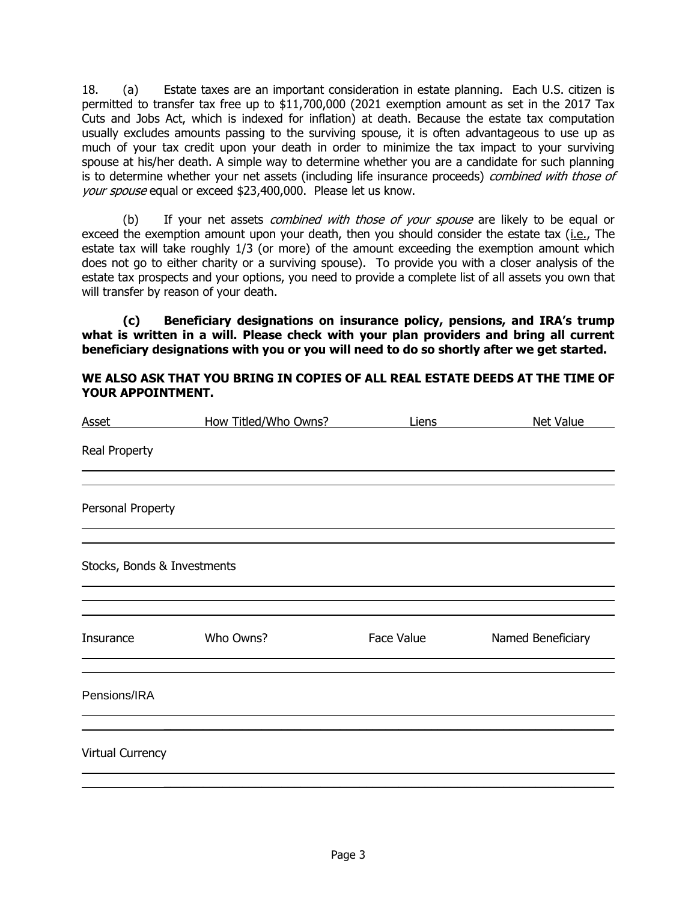18. (a) Estate taxes are an important consideration in estate planning. Each U.S. citizen is permitted to transfer tax free up to $11,700,000 (2021 exemption amount as set in the 2017 Tax Cuts and Jobs Act, which is indexed for inflation) at death. Because the estate tax computation usually excludes amounts passing to the surviving spouse, it is often advantageous to use up as much of your tax credit upon your death in order to minimize the tax impact to your surviving spouse at his/her death. A simple way to determine whether you are a candidate for such planning is to determine whether your net assets (including life insurance proceeds) *combined with those of your spouse* equal or exceed $23,400,000. Please let us know.

(b) If your net assets *combined with those of your spouse* are likely to be equal or exceed the exemption amount upon your death, then you should consider the estate tax (i.e., The estate tax will take roughly 1/3 (or more) of the amount exceeding the exemption amount which does not go to either charity or a surviving spouse). To provide you with a closer analysis of the estate tax prospects and your options, you need to provide a complete list of all assets you own that will transfer by reason of your death.

**(c) Beneficiary designations on insurance policy, pensions, and IRA's trump what is written in a will. Please check with your plan providers and bring all current beneficiary designations with you or you will need to do so shortly after we get started.**

**WE ALSO ASK THAT YOU BRING IN COPIES OF ALL REAL ESTATE DEEDS AT THE TIME OF YOUR APPOINTMENT.**

| Asset | How Titled/Who Owns? | Liens | Net Value |
|---|---|---|---|
| Real Property | | | |
| | | | |
| | | | |
| Personal Property | | | |
| | | | |
| | | | |
| Stocks, Bonds & Investments | | | |
| | | | |
| | | | |
| | | | |
| **Insurance** | **Who Owns?** | **Face Value** | **Named Beneficiary** |
| | | | |
| | | | |
| Pensions/IRA | | | |
| | | | |
| | | | |
| Virtual Currency | | | |
| | | | |
| | | | |